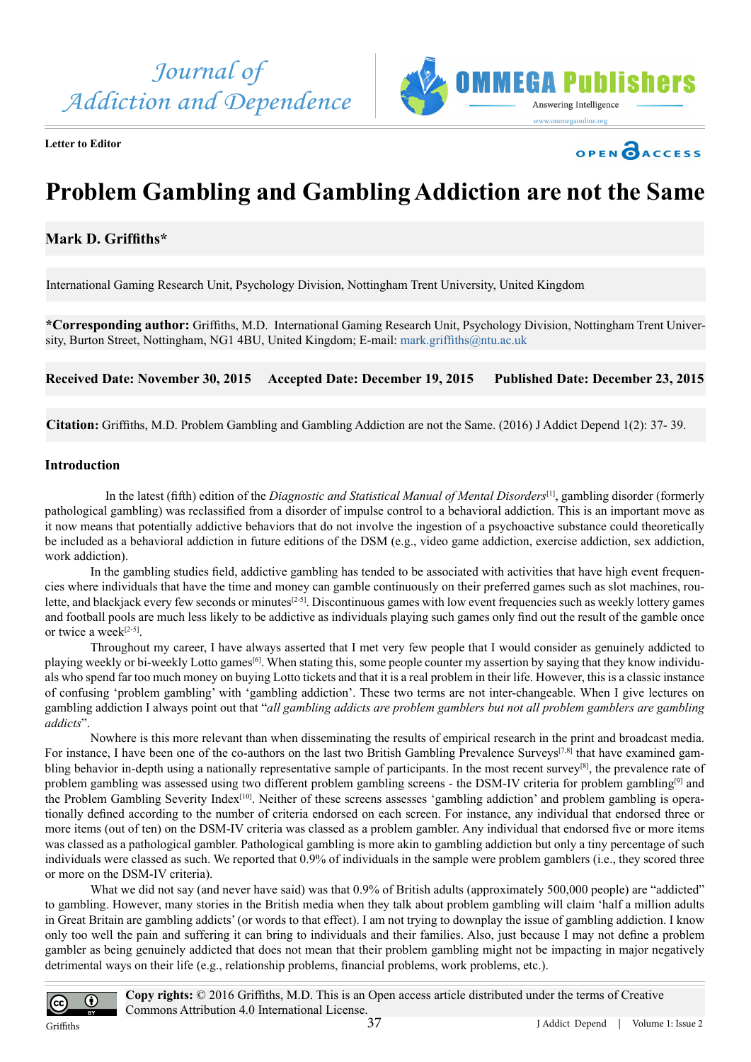Journal of Addiction and Dependence

OMMEGA Publishers

Letter to Editor

# Problem Gambling and Gambling Addiction are not the Same

**Mark D. Griffiths***

International Gaming Research Unit, Psychology Division, Nottingham Trent University, United Kingdom

***Corresponding author:** Griffiths, M.D. International Gaming Research Unit, Psychology Division, Nottingham Trent University, Burton Street, Nottingham, NG1 4BU, United Kingdom; E-mail: mark.griffiths@ntu.ac.uk

**Received Date: November 30, 2015 Accepted Date: December 19, 2015 Published Date: December 23, 2015**

**Citation:** Griffiths, M.D. Problem Gambling and Gambling Addiction are not the Same. (2016) J Addict Depend 1(2): 37- 39.

## Introduction

In the latest (fifth) edition of the *Diagnostic and Statistical Manual of Mental Disorders*[1], gambling disorder (formerly pathological gambling) was reclassified from a disorder of impulse control to a behavioral addiction. This is an important move as it now means that potentially addictive behaviors that do not involve the ingestion of a psychoactive substance could theoretically be included as a behavioral addiction in future editions of the DSM (e.g., video game addiction, exercise addiction, sex addiction, work addiction).

In the gambling studies field, addictive gambling has tended to be associated with activities that have high event frequencies where individuals that have the time and money can gamble continuously on their preferred games such as slot machines, roulette, and blackjack every few seconds or minutes[2-5]. Discontinuous games with low event frequencies such as weekly lottery games and football pools are much less likely to be addictive as individuals playing such games only find out the result of the gamble once or twice a week[2-5].

Throughout my career, I have always asserted that I met very few people that I would consider as genuinely addicted to playing weekly or bi-weekly Lotto games[6]. When stating this, some people counter my assertion by saying that they know individuals who spend far too much money on buying Lotto tickets and that it is a real problem in their life. However, this is a classic instance of confusing 'problem gambling' with 'gambling addiction'. These two terms are not inter-changeable. When I give lectures on gambling addiction I always point out that "*all gambling addicts are problem gamblers but not all problem gamblers are gambling addicts*".

Nowhere is this more relevant than when disseminating the results of empirical research in the print and broadcast media. For instance, I have been one of the co-authors on the last two British Gambling Prevalence Surveys[7,8] that have examined gambling behavior in-depth using a nationally representative sample of participants. In the most recent survey[8], the prevalence rate of problem gambling was assessed using two different problem gambling screens - the DSM-IV criteria for problem gambling[9] and the Problem Gambling Severity Index[10]. Neither of these screens assesses 'gambling addiction' and problem gambling is operationally defined according to the number of criteria endorsed on each screen. For instance, any individual that endorsed three or more items (out of ten) on the DSM-IV criteria was classed as a problem gambler. Any individual that endorsed five or more items was classed as a pathological gambler. Pathological gambling is more akin to gambling addiction but only a tiny percentage of such individuals were classed as such. We reported that 0.9% of individuals in the sample were problem gamblers (i.e., they scored three or more on the DSM-IV criteria).

What we did not say (and never have said) was that 0.9% of British adults (approximately 500,000 people) are "addicted" to gambling. However, many stories in the British media when they talk about problem gambling will claim 'half a million adults in Great Britain are gambling addicts' (or words to that effect). I am not trying to downplay the issue of gambling addiction. I know only too well the pain and suffering it can bring to individuals and their families. Also, just because I may not define a problem gambler as being genuinely addicted that does not mean that their problem gambling might not be impacting in major negatively detrimental ways on their life (e.g., relationship problems, financial problems, work problems, etc.).

**Copy rights:** © 2016 Griffiths, M.D. This is an Open access article distributed under the terms of Creative Commons Attribution 4.0 International License.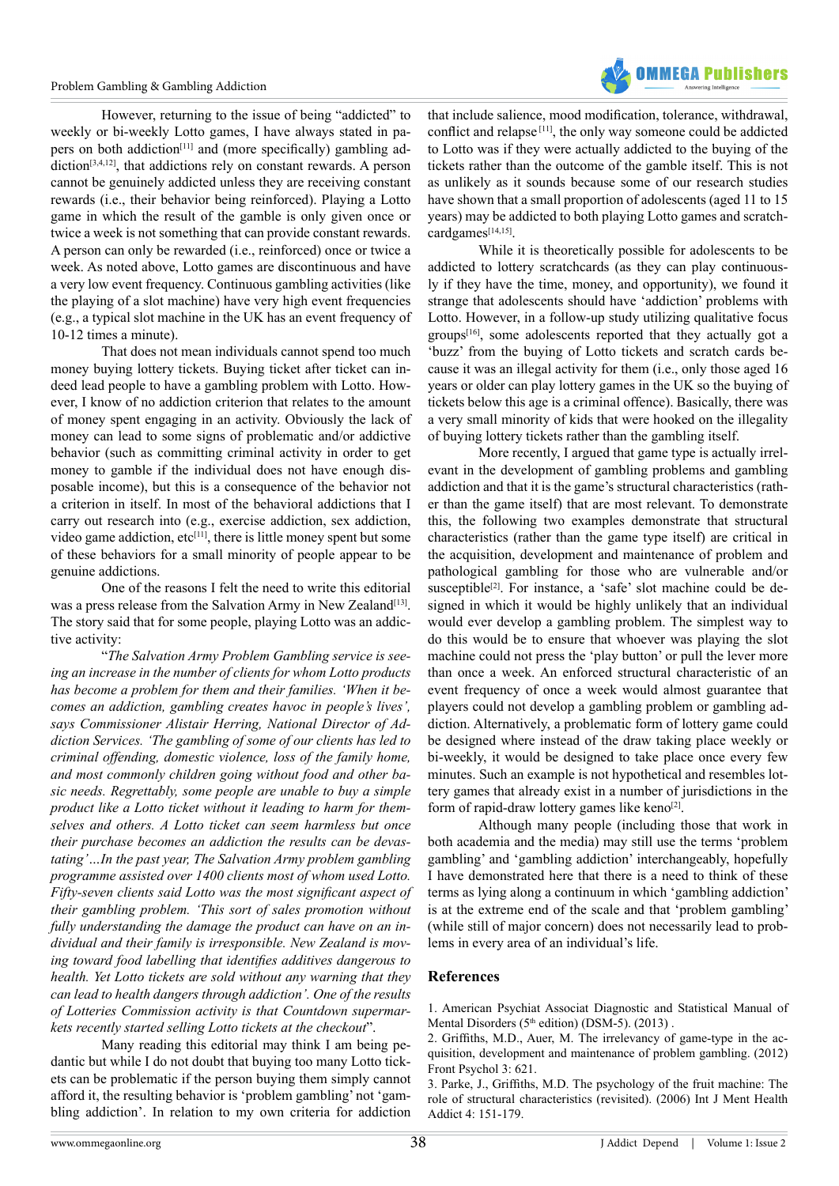However, returning to the issue of being "addicted" to weekly or bi-weekly Lotto games, I have always stated in papers on both addiction[11] and (more specifically) gambling addiction[3,4,12], that addictions rely on constant rewards. A person cannot be genuinely addicted unless they are receiving constant rewards (i.e., their behavior being reinforced). Playing a Lotto game in which the result of the gamble is only given once or twice a week is not something that can provide constant rewards. A person can only be rewarded (i.e., reinforced) once or twice a week. As noted above, Lotto games are discontinuous and have a very low event frequency. Continuous gambling activities (like the playing of a slot machine) have very high event frequencies (e.g., a typical slot machine in the UK has an event frequency of 10-12 times a minute).

That does not mean individuals cannot spend too much money buying lottery tickets. Buying ticket after ticket can indeed lead people to have a gambling problem with Lotto. However, I know of no addiction criterion that relates to the amount of money spent engaging in an activity. Obviously the lack of money can lead to some signs of problematic and/or addictive behavior (such as committing criminal activity in order to get money to gamble if the individual does not have enough disposable income), but this is a consequence of the behavior not a criterion in itself. In most of the behavioral addictions that I carry out research into (e.g., exercise addiction, sex addiction, video game addiction, etc[11], there is little money spent but some of these behaviors for a small minority of people appear to be genuine addictions.

One of the reasons I felt the need to write this editorial was a press release from the Salvation Army in New Zealand[13]. The story said that for some people, playing Lotto was an addictive activity:

"*The Salvation Army Problem Gambling service is seeing an increase in the number of clients for whom Lotto products has become a problem for them and their families. 'When it becomes an addiction, gambling creates havoc in people's lives', says Commissioner Alistair Herring, National Director of Addiction Services. 'The gambling of some of our clients has led to criminal offending, domestic violence, loss of the family home, and most commonly children going without food and other basic needs. Regrettably, some people are unable to buy a simple product like a Lotto ticket without it leading to harm for themselves and others. A Lotto ticket can seem harmless but once their purchase becomes an addiction the results can be devastating'…In the past year, The Salvation Army problem gambling programme assisted over 1400 clients most of whom used Lotto. Fifty-seven clients said Lotto was the most significant aspect of their gambling problem. 'This sort of sales promotion without fully understanding the damage the product can have on an individual and their family is irresponsible. New Zealand is moving toward food labelling that identifies additives dangerous to health. Yet Lotto tickets are sold without any warning that they can lead to health dangers through addiction'. One of the results of Lotteries Commission activity is that Countdown supermarkets recently started selling Lotto tickets at the checkout*".

Many people reading this editorial may think I am being pedantic but while I do not doubt that buying too many Lotto tickets can be problematic if the person buying them simply cannot afford it, the resulting behavior is 'problem gambling' not 'gambling addiction'. In relation to my own criteria for addiction that include salience, mood modification, tolerance, withdrawal, conflict and relapse [11], the only way someone could be addicted to Lotto was if they were actually addicted to the buying of the tickets rather than the outcome of the gamble itself. This is not as unlikely as it sounds because some of our research studies have shown that a small proportion of adolescents (aged 11 to 15 years) may be addicted to both playing Lotto games and scratchcards[14,15].

While it is theoretically possible for adolescents to be addicted to lottery scratchcards (as they can play continuously if they have the time, money, and opportunity), we found it strange that adolescents should have 'addiction' problems with Lotto. However, in a follow-up study utilizing qualitative focus groups[16], some adolescents reported that they actually got a 'buzz' from the buying of Lotto tickets and scratch cards because it was an illegal activity for them (i.e., only those aged 16 years or older can play lottery games in the UK so the buying of tickets below this age is a criminal offence). Basically, there was a very small minority of kids that were hooked on the illegality of buying lottery tickets rather than the gambling itself.

More recently, I argued that game type is actually irrelevant in the development of gambling problems and gambling addiction and that it is the game's structural characteristics (rather than the game itself) that are most relevant. To demonstrate this, the following two examples demonstrate that structural characteristics (rather than the game type itself) are critical in the acquisition, development and maintenance of problem and pathological gambling for those who are vulnerable and/or susceptible[2]. For instance, a 'safe' slot machine could be designed in which it would be highly unlikely that an individual would ever develop a gambling problem. The simplest way to do this would be to ensure that whoever was playing the slot machine could not press the 'play button' or pull the lever more than once a week. An enforced structural characteristic of an event frequency of once a week would almost guarantee that players could not develop a gambling problem or gambling addiction. Alternatively, a problematic form of lottery game could be designed where instead of the draw taking place weekly or bi-weekly, it would be designed to take place once every few minutes. Such an example is not hypothetical and resembles lottery games that already exist in a number of jurisdictions in the form of rapid-draw lottery games like keno[2].

Although many people (including those that work in both academia and the media) may still use the terms 'problem gambling' and 'gambling addiction' interchangeably, hopefully I have demonstrated here that there is a need to think of these terms as lying along a continuum in which 'gambling addiction' is at the extreme end of the scale and that 'problem gambling' (while still of major concern) does not necessarily lead to problems in every area of an individual's life.

## References

1. American Psychiat Associat Diagnostic and Statistical Manual of Mental Disorders (5th edition) (DSM-5). (2013) .
2. Griffiths, M.D., Auer, M. The irrelevancy of game-type in the acquisition, development and maintenance of problem gambling. (2012) Front Psychol 3: 621.
3. Parke, J., Griffiths, M.D. The psychology of the fruit machine: The role of structural characteristics (revisited). (2006) Int J Ment Health Addict 4: 151-179.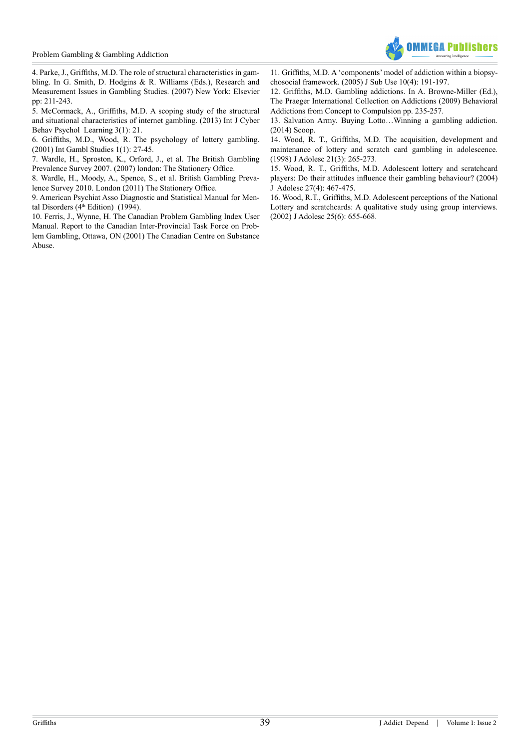4. Parke, J., Griffiths, M.D. The role of structural characteristics in gambling. In G. Smith, D. Hodgins & R. Williams (Eds.), Research and Measurement Issues in Gambling Studies. (2007) New York: Elsevier pp: 211-243.

5. McCormack, A., Griffiths, M.D. A scoping study of the structural and situational characteristics of internet gambling. (2013) Int J Cyber Behav Psychol Learning 3(1): 21.

6. Griffiths, M.D., Wood, R. The psychology of lottery gambling. (2001) Int Gambl Studies 1(1): 27-45.

7. Wardle, H., Sproston, K., Orford, J., et al. The British Gambling Prevalence Survey 2007. (2007) london: The Stationery Office.

8. Wardle, H., Moody, A., Spence, S., et al. British Gambling Prevalence Survey 2010. London (2011) The Stationery Office.

9. American Psychiat Asso Diagnostic and Statistical Manual for Mental Disorders (4th Edition) (1994).

10. Ferris, J., Wynne, H. The Canadian Problem Gambling Index User Manual. Report to the Canadian Inter-Provincial Task Force on Problem Gambling, Ottawa, ON (2001) The Canadian Centre on Substance Abuse.

11. Griffiths, M.D. A 'components' model of addiction within a biopsychosocial framework. (2005) J Sub Use 10(4): 191-197.

12. Griffiths, M.D. Gambling addictions. In A. Browne-Miller (Ed.), The Praeger International Collection on Addictions (2009) Behavioral Addictions from Concept to Compulsion pp. 235-257.

13. Salvation Army. Buying Lotto…Winning a gambling addiction. (2014) Scoop.

14. Wood, R. T., Griffiths, M.D. The acquisition, development and maintenance of lottery and scratch card gambling in adolescence. (1998) J Adolesc 21(3): 265-273.

15. Wood, R. T., Griffiths, M.D. Adolescent lottery and scratchcard players: Do their attitudes influence their gambling behaviour? (2004) J Adolesc 27(4): 467-475.

16. Wood, R.T., Griffiths, M.D. Adolescent perceptions of the National Lottery and scratchcards: A qualitative study using group interviews. (2002) J Adolesc 25(6): 655-668.